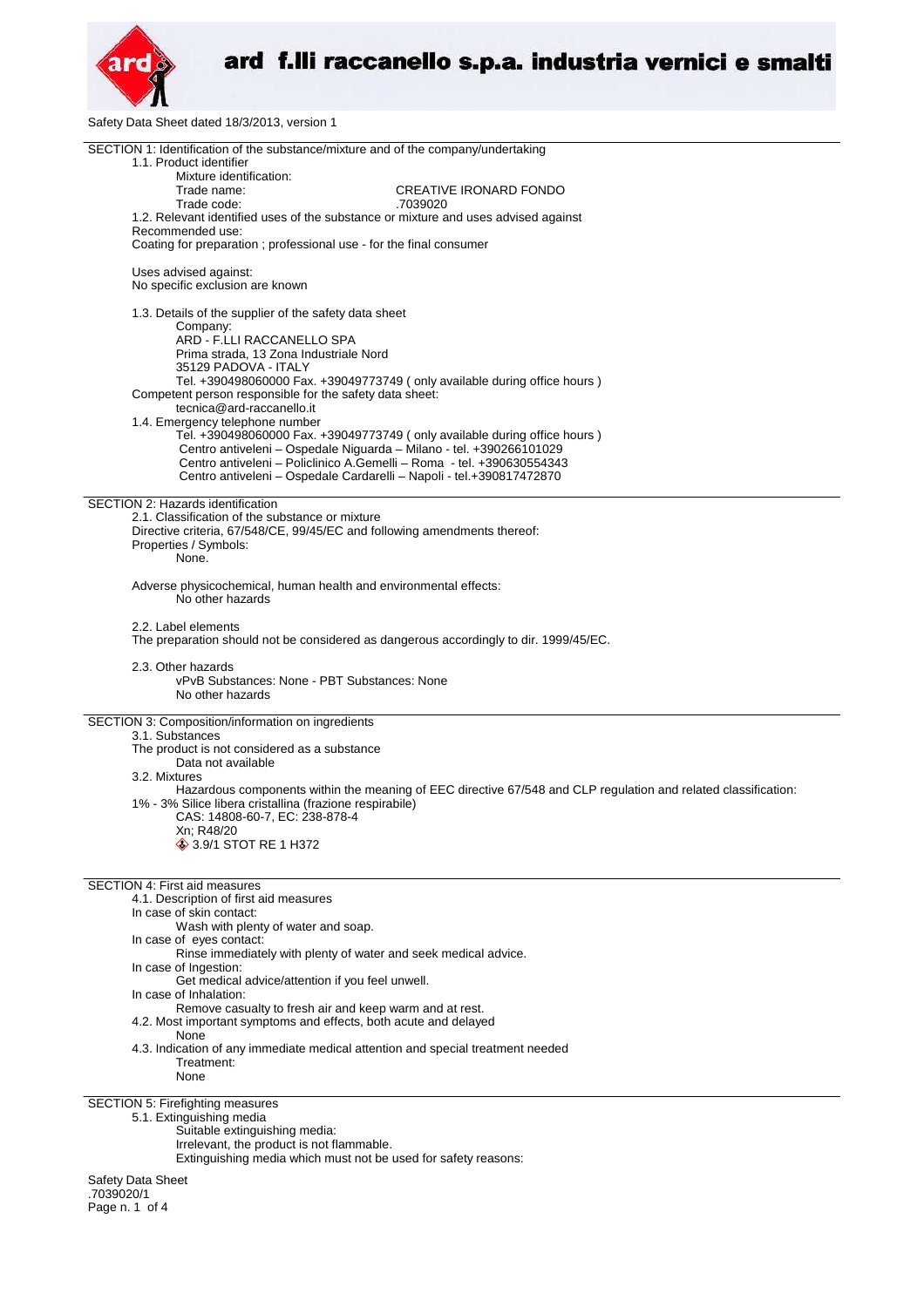Safety Data Sheet dated 18/3/2013, version 1

## SECTION 1: Identification of the substance/mixture and of the company/undertaking

1.1. Product identifier

Mixture identification:

Trade name: CREATIVE IRONARD FONDO

Trade code: .7039020

1.2. Relevant identified uses of the substance or mixture and uses advised against

Recommended use:

Coating for preparation ; professional use - for the final consumer

Uses advised against:

No specific exclusion are known

1.3. Details of the supplier of the safety data sheet

Company:

ARD - F.LLI RACCANELLO SPA
Prima strada, 13 Zona Industriale Nord
35129 PADOVA - ITALY
Tel. +390498060000 Fax. +39049773749 ( only available during office hours )

Competent person responsible for the safety data sheet:

tecnica@ard-raccanello.it

1.4. Emergency telephone number

Tel. +390498060000 Fax. +39049773749 ( only available during office hours )
Centro antiveleni – Ospedale Niguarda – Milano - tel. +390266101029
Centro antiveleni – Policlinico A.Gemelli – Roma - tel. +390630554343
Centro antiveleni – Ospedale Cardarelli – Napoli - tel.+390817472870

## SECTION 2: Hazards identification

2.1. Classification of the substance or mixture

Directive criteria, 67/548/CE, 99/45/EC and following amendments thereof:

Properties / Symbols:

None.

Adverse physicochemical, human health and environmental effects:

No other hazards

2.2. Label elements

The preparation should not be considered as dangerous accordingly to dir. 1999/45/EC.

2.3. Other hazards

vPvB Substances: None - PBT Substances: None

No other hazards

## SECTION 3: Composition/information on ingredients

3.1. Substances

The product is not considered as a substance

Data not available

3.2. Mixtures

Hazardous components within the meaning of EEC directive 67/548 and CLP regulation and related classification:

1% - 3% Silice libera cristallina (frazione respirabile)

CAS: 14808-60-7, EC: 238-878-4
Xn; R48/20
3.9/1 STOT RE 1 H372

## SECTION 4: First aid measures

4.1. Description of first aid measures

In case of skin contact:

Wash with plenty of water and soap.

In case of eyes contact:

Rinse immediately with plenty of water and seek medical advice.

In case of Ingestion:

Get medical advice/attention if you feel unwell.

In case of Inhalation:

Remove casualty to fresh air and keep warm and at rest.

4.2. Most important symptoms and effects, both acute and delayed

None

4.3. Indication of any immediate medical attention and special treatment needed

Treatment:

None

## SECTION 5: Firefighting measures

5.1. Extinguishing media

Suitable extinguishing media:

Irrelevant, the product is not flammable.

Extinguishing media which must not be used for safety reasons: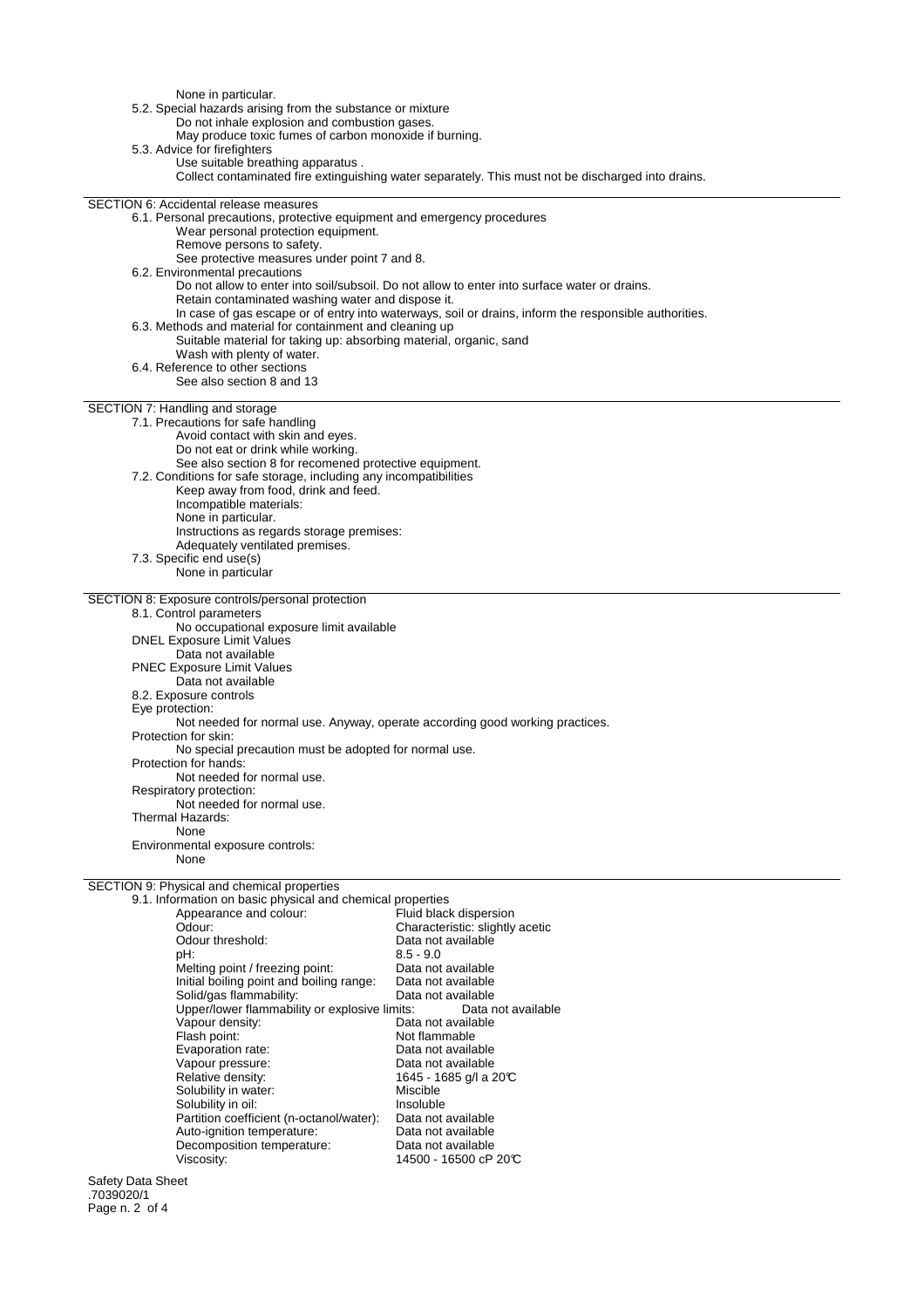None in particular.

5.2. Special hazards arising from the substance or mixture

Do not inhale explosion and combustion gases.
May produce toxic fumes of carbon monoxide if burning.

5.3. Advice for firefighters

Use suitable breathing apparatus .
Collect contaminated fire extinguishing water separately. This must not be discharged into drains.

## SECTION 6: Accidental release measures

6.1. Personal precautions, protective equipment and emergency procedures

Wear personal protection equipment.
Remove persons to safety.
See protective measures under point 7 and 8.

6.2. Environmental precautions

Do not allow to enter into soil/subsoil. Do not allow to enter into surface water or drains.
Retain contaminated washing water and dispose it.
In case of gas escape or of entry into waterways, soil or drains, inform the responsible authorities.

6.3. Methods and material for containment and cleaning up

Suitable material for taking up: absorbing material, organic, sand
Wash with plenty of water.

6.4. Reference to other sections

See also section 8 and 13

## SECTION 7: Handling and storage

7.1. Precautions for safe handling

Avoid contact with skin and eyes.
Do not eat or drink while working.
See also section 8 for recomened protective equipment.

7.2. Conditions for safe storage, including any incompatibilities

Keep away from food, drink and feed.
Incompatible materials:
None in particular.
Instructions as regards storage premises:
Adequately ventilated premises.

7.3. Specific end use(s)

None in particular

## SECTION 8: Exposure controls/personal protection

8.1. Control parameters

No occupational exposure limit available

DNEL Exposure Limit Values

Data not available

PNEC Exposure Limit Values

Data not available

8.2. Exposure controls

Eye protection:

Not needed for normal use. Anyway, operate according good working practices.

Protection for skin:

No special precaution must be adopted for normal use.

Protection for hands:

Not needed for normal use.

Respiratory protection:

Not needed for normal use.

Thermal Hazards:

None

Environmental exposure controls:

None

## SECTION 9: Physical and chemical properties

9.1. Information on basic physical and chemical properties

| Property | Value |
|---|---|
| Appearance and colour: | Fluid black dispersion |
| Odour: | Characteristic: slightly acetic |
| Odour threshold: | Data not available |
| pH: | 8.5 - 9.0 |
| Melting point / freezing point: | Data not available |
| Initial boiling point and boiling range: | Data not available |
| Solid/gas flammability: | Data not available |
| Upper/lower flammability or explosive limits: | Data not available |
| Vapour density: | Data not available |
| Flash point: | Not flammable |
| Evaporation rate: | Data not available |
| Vapour pressure: | Data not available |
| Relative density: | 1645 - 1685 g/l a 20°C |
| Solubility in water: | Miscible |
| Solubility in oil: | Insoluble |
| Partition coefficient (n-octanol/water): | Data not available |
| Auto-ignition temperature: | Data not available |
| Decomposition temperature: | Data not available |
| Viscosity: | 14500 - 16500 cP 20°C |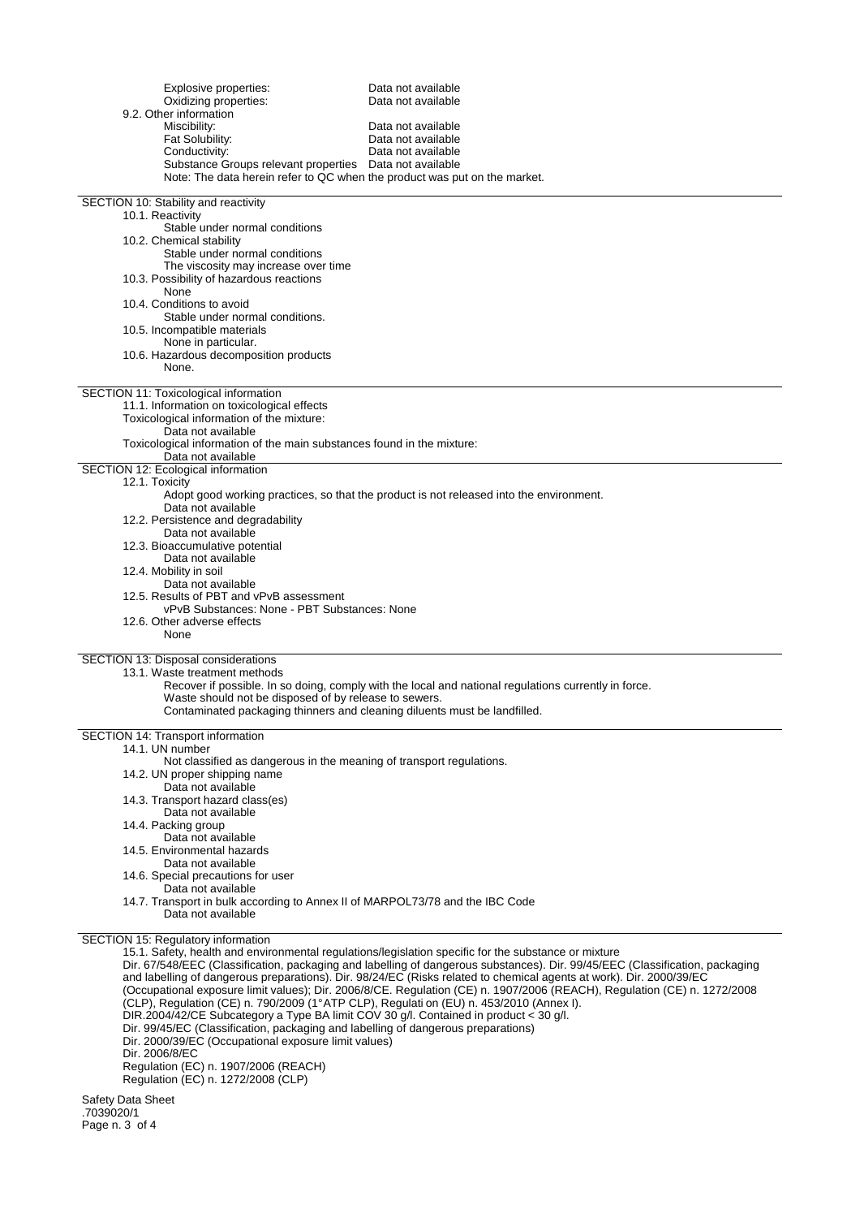| | |
|---|---|
| Explosive properties: | Data not available |
| Oxidizing properties: | Data not available |

9.2. Other information

| | |
|---|---|
| Miscibility: | Data not available |
| Fat Solubility: | Data not available |
| Conductivity: | Data not available |
| Substance Groups relevant properties | Data not available |

Note: The data herein refer to QC when the product was put on the market.

## SECTION 10: Stability and reactivity

10.1. Reactivity

Stable under normal conditions

10.2. Chemical stability

Stable under normal conditions

The viscosity may increase over time

10.3. Possibility of hazardous reactions

None

10.4. Conditions to avoid

Stable under normal conditions.

10.5. Incompatible materials

None in particular.

10.6. Hazardous decomposition products

None.

## SECTION 11: Toxicological information

11.1. Information on toxicological effects

Toxicological information of the mixture:

Data not available

Toxicological information of the main substances found in the mixture:

Data not available

## SECTION 12: Ecological information

12.1. Toxicity

Adopt good working practices, so that the product is not released into the environment.

Data not available

12.2. Persistence and degradability

Data not available

12.3. Bioaccumulative potential

Data not available

12.4. Mobility in soil

Data not available

12.5. Results of PBT and vPvB assessment

vPvB Substances: None - PBT Substances: None

12.6. Other adverse effects

None

## SECTION 13: Disposal considerations

13.1. Waste treatment methods

Recover if possible. In so doing, comply with the local and national regulations currently in force.

Waste should not be disposed of by release to sewers.

Contaminated packaging thinners and cleaning diluents must be landfilled.

## SECTION 14: Transport information

14.1. UN number

Not classified as dangerous in the meaning of transport regulations.

14.2. UN proper shipping name

Data not available

14.3. Transport hazard class(es)

Data not available

14.4. Packing group

Data not available

14.5. Environmental hazards

Data not available

14.6. Special precautions for user

Data not available

14.7. Transport in bulk according to Annex II of MARPOL73/78 and the IBC Code

Data not available

## SECTION 15: Regulatory information

15.1. Safety, health and environmental regulations/legislation specific for the substance or mixture

Dir. 67/548/EEC (Classification, packaging and labelling of dangerous substances). Dir. 99/45/EEC (Classification, packaging and labelling of dangerous preparations). Dir. 98/24/EC (Risks related to chemical agents at work). Dir. 2000/39/EC (Occupational exposure limit values); Dir. 2006/8/CE. Regulation (CE) n. 1907/2006 (REACH), Regulation (CE) n. 1272/2008 (CLP), Regulation (CE) n. 790/2009 (1°ATP CLP), Regulation (EU) n. 453/2010 (Annex I).

DIR.2004/42/CE Subcategory a Type BA limit COV 30 g/l. Contained in product < 30 g/l.

Dir. 99/45/EC (Classification, packaging and labelling of dangerous preparations)

Dir. 2000/39/EC (Occupational exposure limit values)

Dir. 2006/8/EC

Regulation (EC) n. 1907/2006 (REACH)

Regulation (EC) n. 1272/2008 (CLP)

Safety Data Sheet
.7039020/1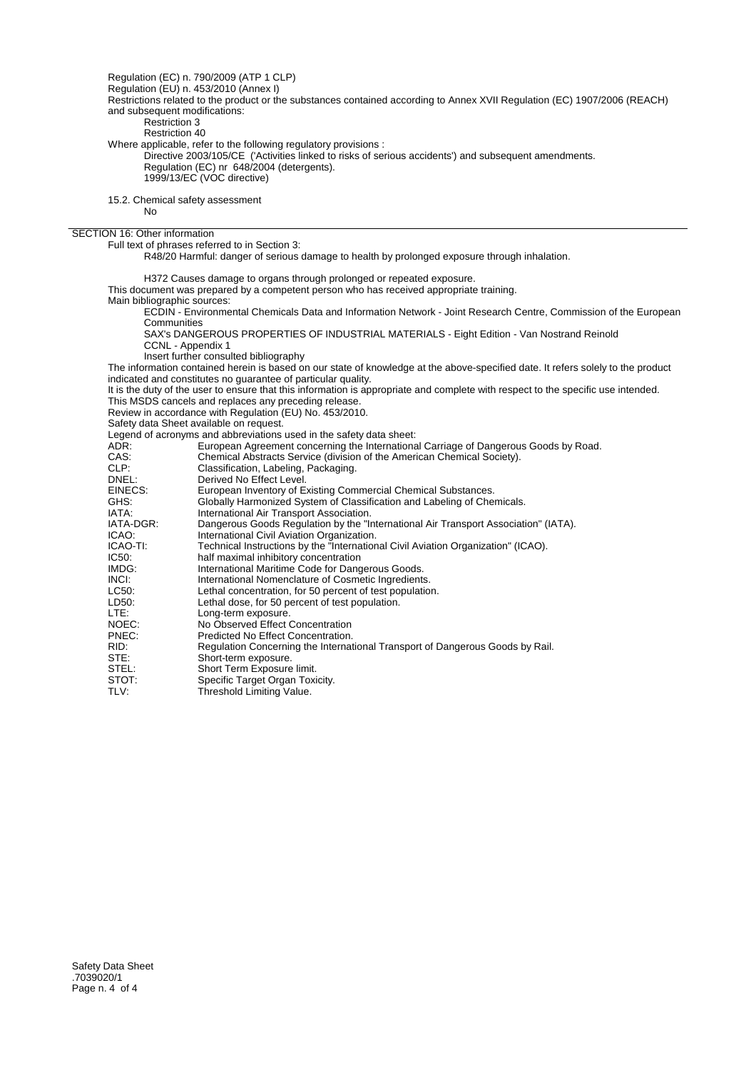Regulation (EC) n. 790/2009 (ATP 1 CLP)
Regulation (EU) n. 453/2010 (Annex I)
Restrictions related to the product or the substances contained according to Annex XVII Regulation (EC) 1907/2006 (REACH) and subsequent modifications:

Restriction 3
Restriction 40

Where applicable, refer to the following regulatory provisions :

Directive 2003/105/CE ('Activities linked to risks of serious accidents') and subsequent amendments.
Regulation (EC) nr 648/2004 (detergents).
1999/13/EC (VOC directive)

15.2. Chemical safety assessment

No

## SECTION 16: Other information

Full text of phrases referred to in Section 3:

R48/20 Harmful: danger of serious damage to health by prolonged exposure through inhalation.

H372 Causes damage to organs through prolonged or repeated exposure.

This document was prepared by a competent person who has received appropriate training.

Main bibliographic sources:

ECDIN - Environmental Chemicals Data and Information Network - Joint Research Centre, Commission of the European Communities
SAX's DANGEROUS PROPERTIES OF INDUSTRIAL MATERIALS - Eight Edition - Van Nostrand Reinold
CCNL - Appendix 1
Insert further consulted bibliography

The information contained herein is based on our state of knowledge at the above-specified date. It refers solely to the product indicated and constitutes no guarantee of particular quality.
It is the duty of the user to ensure that this information is appropriate and complete with respect to the specific use intended.
This MSDS cancels and replaces any preceding release.
Review in accordance with Regulation (EU) No. 453/2010.
Safety data Sheet available on request.
Legend of acronyms and abbreviations used in the safety data sheet:

| | |
|---|---|
| ADR: | European Agreement concerning the International Carriage of Dangerous Goods by Road. |
| CAS: | Chemical Abstracts Service (division of the American Chemical Society). |
| CLP: | Classification, Labeling, Packaging. |
| DNEL: | Derived No Effect Level. |
| EINECS: | European Inventory of Existing Commercial Chemical Substances. |
| GHS: | Globally Harmonized System of Classification and Labeling of Chemicals. |
| IATA: | International Air Transport Association. |
| IATA-DGR: | Dangerous Goods Regulation by the "International Air Transport Association" (IATA). |
| ICAO: | International Civil Aviation Organization. |
| ICAO-TI: | Technical Instructions by the "International Civil Aviation Organization" (ICAO). |
| IC50: | half maximal inhibitory concentration |
| IMDG: | International Maritime Code for Dangerous Goods. |
| INCI: | International Nomenclature of Cosmetic Ingredients. |
| LC50: | Lethal concentration, for 50 percent of test population. |
| LD50: | Lethal dose, for 50 percent of test population. |
| LTE: | Long-term exposure. |
| NOEC: | No Observed Effect Concentration |
| PNEC: | Predicted No Effect Concentration. |
| RID: | Regulation Concerning the International Transport of Dangerous Goods by Rail. |
| STE: | Short-term exposure. |
| STEL: | Short Term Exposure limit. |
| STOT: | Specific Target Organ Toxicity. |
| TLV: | Threshold Limiting Value. |

Safety Data Sheet
.7039020/1